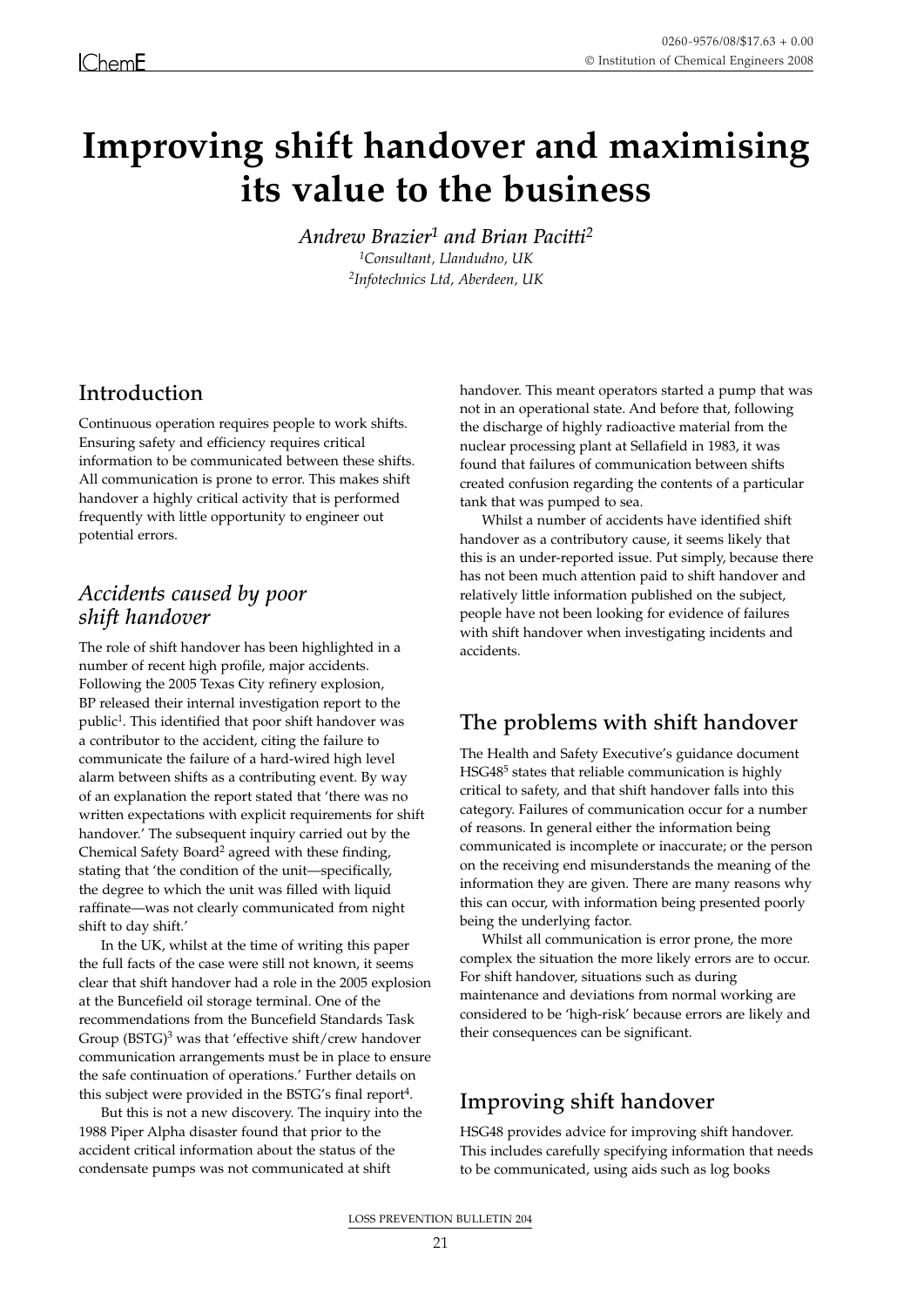# Improving shift handover and maximising its value to the business

*Andrew Brazier[1] and Brian Pacitti[2]*

[1]*Consultant, Llandudno, UK*

[2]*Infotechnics Ltd, Aberdeen, UK*

## Introduction

Continuous operation requires people to work shifts. Ensuring safety and efficiency requires critical information to be communicated between these shifts. All communication is prone to error. This makes shift handover a highly critical activity that is performed frequently with little opportunity to engineer out potential errors.

### *Accidents caused by poor shift handover*

The role of shift handover has been highlighted in a number of recent high profile, major accidents. Following the 2005 Texas City refinery explosion, BP released their internal investigation report to the public[1]. This identified that poor shift handover was a contributor to the accident, citing the failure to communicate the failure of a hard-wired high level alarm between shifts as a contributing event. By way of an explanation the report stated that 'there was no written expectations with explicit requirements for shift handover.' The subsequent inquiry carried out by the Chemical Safety Board[2] agreed with these finding, stating that 'the condition of the unit—specifically, the degree to which the unit was filled with liquid raffinate—was not clearly communicated from night shift to day shift.'

In the UK, whilst at the time of writing this paper the full facts of the case were still not known, it seems clear that shift handover had a role in the 2005 explosion at the Buncefield oil storage terminal. One of the recommendations from the Buncefield Standards Task Group (BSTG)[3] was that 'effective shift/crew handover communication arrangements must be in place to ensure the safe continuation of operations.' Further details on this subject were provided in the BSTG's final report[4].

But this is not a new discovery. The inquiry into the 1988 Piper Alpha disaster found that prior to the accident critical information about the status of the condensate pumps was not communicated at shift handover. This meant operators started a pump that was not in an operational state. And before that, following the discharge of highly radioactive material from the nuclear processing plant at Sellafield in 1983, it was found that failures of communication between shifts created confusion regarding the contents of a particular tank that was pumped to sea.

Whilst a number of accidents have identified shift handover as a contributory cause, it seems likely that this is an under-reported issue. Put simply, because there has not been much attention paid to shift handover and relatively little information published on the subject, people have not been looking for evidence of failures with shift handover when investigating incidents and accidents.

## The problems with shift handover

The Health and Safety Executive's guidance document HSG48[5] states that reliable communication is highly critical to safety, and that shift handover falls into this category. Failures of communication occur for a number of reasons. In general either the information being communicated is incomplete or inaccurate; or the person on the receiving end misunderstands the meaning of the information they are given. There are many reasons why this can occur, with information being presented poorly being the underlying factor.

Whilst all communication is error prone, the more complex the situation the more likely errors are to occur. For shift handover, situations such as during maintenance and deviations from normal working are considered to be 'high-risk' because errors are likely and their consequences can be significant.

## Improving shift handover

HSG48 provides advice for improving shift handover. This includes carefully specifying information that needs to be communicated, using aids such as log books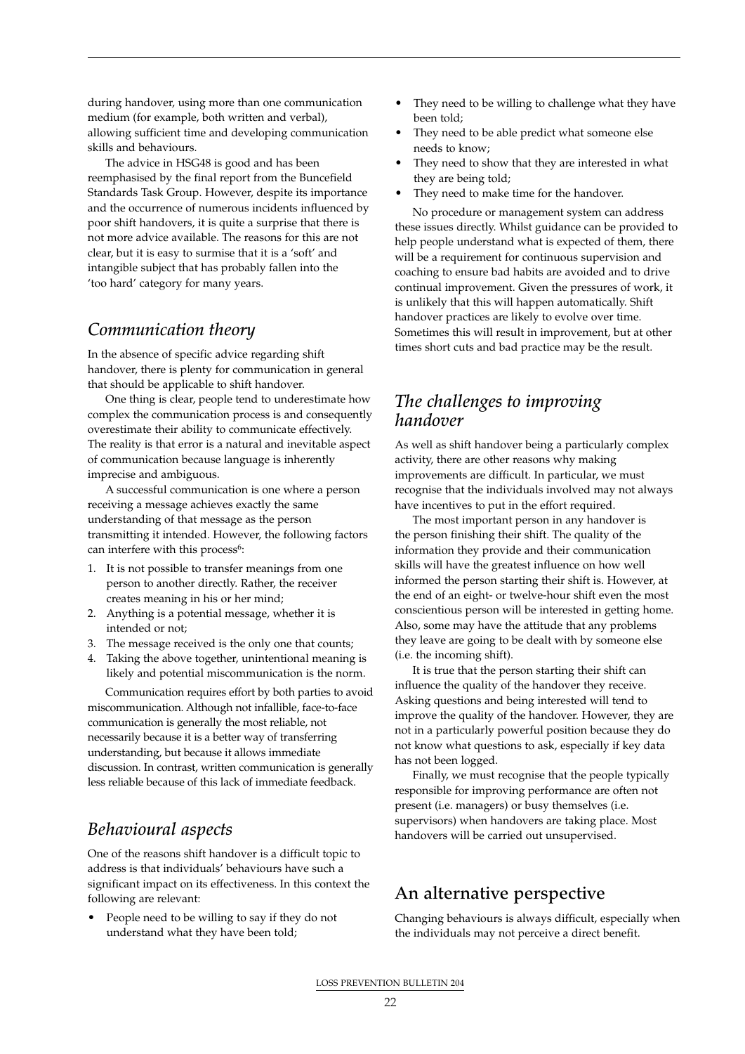during handover, using more than one communication medium (for example, both written and verbal), allowing sufficient time and developing communication skills and behaviours.

The advice in HSG48 is good and has been reemphasised by the final report from the Buncefield Standards Task Group. However, despite its importance and the occurrence of numerous incidents influenced by poor shift handovers, it is quite a surprise that there is not more advice available. The reasons for this are not clear, but it is easy to surmise that it is a 'soft' and intangible subject that has probably fallen into the 'too hard' category for many years.

## *Communication theory*

In the absence of specific advice regarding shift handover, there is plenty for communication in general that should be applicable to shift handover.

One thing is clear, people tend to underestimate how complex the communication process is and consequently overestimate their ability to communicate effectively. The reality is that error is a natural and inevitable aspect of communication because language is inherently imprecise and ambiguous.

A successful communication is one where a person receiving a message achieves exactly the same understanding of that message as the person transmitting it intended. However, the following factors can interfere with this process[6]:

1. It is not possible to transfer meanings from one person to another directly. Rather, the receiver creates meaning in his or her mind;
2. Anything is a potential message, whether it is intended or not;
3. The message received is the only one that counts;
4. Taking the above together, unintentional meaning is likely and potential miscommunication is the norm.

Communication requires effort by both parties to avoid miscommunication. Although not infallible, face-to-face communication is generally the most reliable, not necessarily because it is a better way of transferring understanding, but because it allows immediate discussion. In contrast, written communication is generally less reliable because of this lack of immediate feedback.

## *Behavioural aspects*

One of the reasons shift handover is a difficult topic to address is that individuals' behaviours have such a significant impact on its effectiveness. In this context the following are relevant:

- People need to be willing to say if they do not understand what they have been told;
- They need to be willing to challenge what they have been told;
- They need to be able predict what someone else needs to know;
- They need to show that they are interested in what they are being told;
- They need to make time for the handover.

No procedure or management system can address these issues directly. Whilst guidance can be provided to help people understand what is expected of them, there will be a requirement for continuous supervision and coaching to ensure bad habits are avoided and to drive continual improvement. Given the pressures of work, it is unlikely that this will happen automatically. Shift handover practices are likely to evolve over time. Sometimes this will result in improvement, but at other times short cuts and bad practice may be the result.

## *The challenges to improving handover*

As well as shift handover being a particularly complex activity, there are other reasons why making improvements are difficult. In particular, we must recognise that the individuals involved may not always have incentives to put in the effort required.

The most important person in any handover is the person finishing their shift. The quality of the information they provide and their communication skills will have the greatest influence on how well informed the person starting their shift is. However, at the end of an eight- or twelve-hour shift even the most conscientious person will be interested in getting home. Also, some may have the attitude that any problems they leave are going to be dealt with by someone else (i.e. the incoming shift).

It is true that the person starting their shift can influence the quality of the handover they receive. Asking questions and being interested will tend to improve the quality of the handover. However, they are not in a particularly powerful position because they do not know what questions to ask, especially if key data has not been logged.

Finally, we must recognise that the people typically responsible for improving performance are often not present (i.e. managers) or busy themselves (i.e. supervisors) when handovers are taking place. Most handovers will be carried out unsupervised.

## An alternative perspective

Changing behaviours is always difficult, especially when the individuals may not perceive a direct benefit.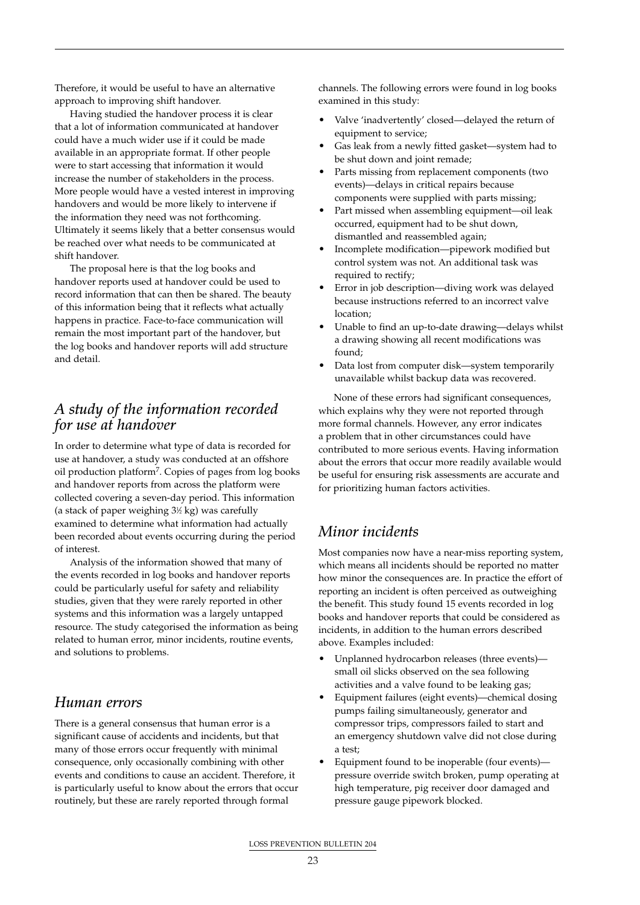Therefore, it would be useful to have an alternative approach to improving shift handover.

Having studied the handover process it is clear that a lot of information communicated at handover could have a much wider use if it could be made available in an appropriate format. If other people were to start accessing that information it would increase the number of stakeholders in the process. More people would have a vested interest in improving handovers and would be more likely to intervene if the information they need was not forthcoming. Ultimately it seems likely that a better consensus would be reached over what needs to be communicated at shift handover.

The proposal here is that the log books and handover reports used at handover could be used to record information that can then be shared. The beauty of this information being that it reflects what actually happens in practice. Face-to-face communication will remain the most important part of the handover, but the log books and handover reports will add structure and detail.

## *A study of the information recorded for use at handover*

In order to determine what type of data is recorded for use at handover, a study was conducted at an offshore oil production platform[7]. Copies of pages from log books and handover reports from across the platform were collected covering a seven-day period. This information (a stack of paper weighing 3½ kg) was carefully examined to determine what information had actually been recorded about events occurring during the period of interest.

Analysis of the information showed that many of the events recorded in log books and handover reports could be particularly useful for safety and reliability studies, given that they were rarely reported in other systems and this information was a largely untapped resource. The study categorised the information as being related to human error, minor incidents, routine events, and solutions to problems.

## *Human errors*

There is a general consensus that human error is a significant cause of accidents and incidents, but that many of those errors occur frequently with minimal consequence, only occasionally combining with other events and conditions to cause an accident. Therefore, it is particularly useful to know about the errors that occur routinely, but these are rarely reported through formal channels. The following errors were found in log books examined in this study:

- Valve 'inadvertently' closed—delayed the return of equipment to service;
- Gas leak from a newly fitted gasket—system had to be shut down and joint remade;
- Parts missing from replacement components (two events)—delays in critical repairs because components were supplied with parts missing;
- Part missed when assembling equipment—oil leak occurred, equipment had to be shut down, dismantled and reassembled again;
- Incomplete modification—pipework modified but control system was not. An additional task was required to rectify;
- Error in job description—diving work was delayed because instructions referred to an incorrect valve location;
- Unable to find an up-to-date drawing—delays whilst a drawing showing all recent modifications was found;
- Data lost from computer disk—system temporarily unavailable whilst backup data was recovered.

None of these errors had significant consequences, which explains why they were not reported through more formal channels. However, any error indicates a problem that in other circumstances could have contributed to more serious events. Having information about the errors that occur more readily available would be useful for ensuring risk assessments are accurate and for prioritizing human factors activities.

## *Minor incidents*

Most companies now have a near-miss reporting system, which means all incidents should be reported no matter how minor the consequences are. In practice the effort of reporting an incident is often perceived as outweighing the benefit. This study found 15 events recorded in log books and handover reports that could be considered as incidents, in addition to the human errors described above. Examples included:

- Unplanned hydrocarbon releases (three events)—small oil slicks observed on the sea following activities and a valve found to be leaking gas;
- Equipment failures (eight events)—chemical dosing pumps failing simultaneously, generator and compressor trips, compressors failed to start and an emergency shutdown valve did not close during a test;
- Equipment found to be inoperable (four events)—pressure override switch broken, pump operating at high temperature, pig receiver door damaged and pressure gauge pipework blocked.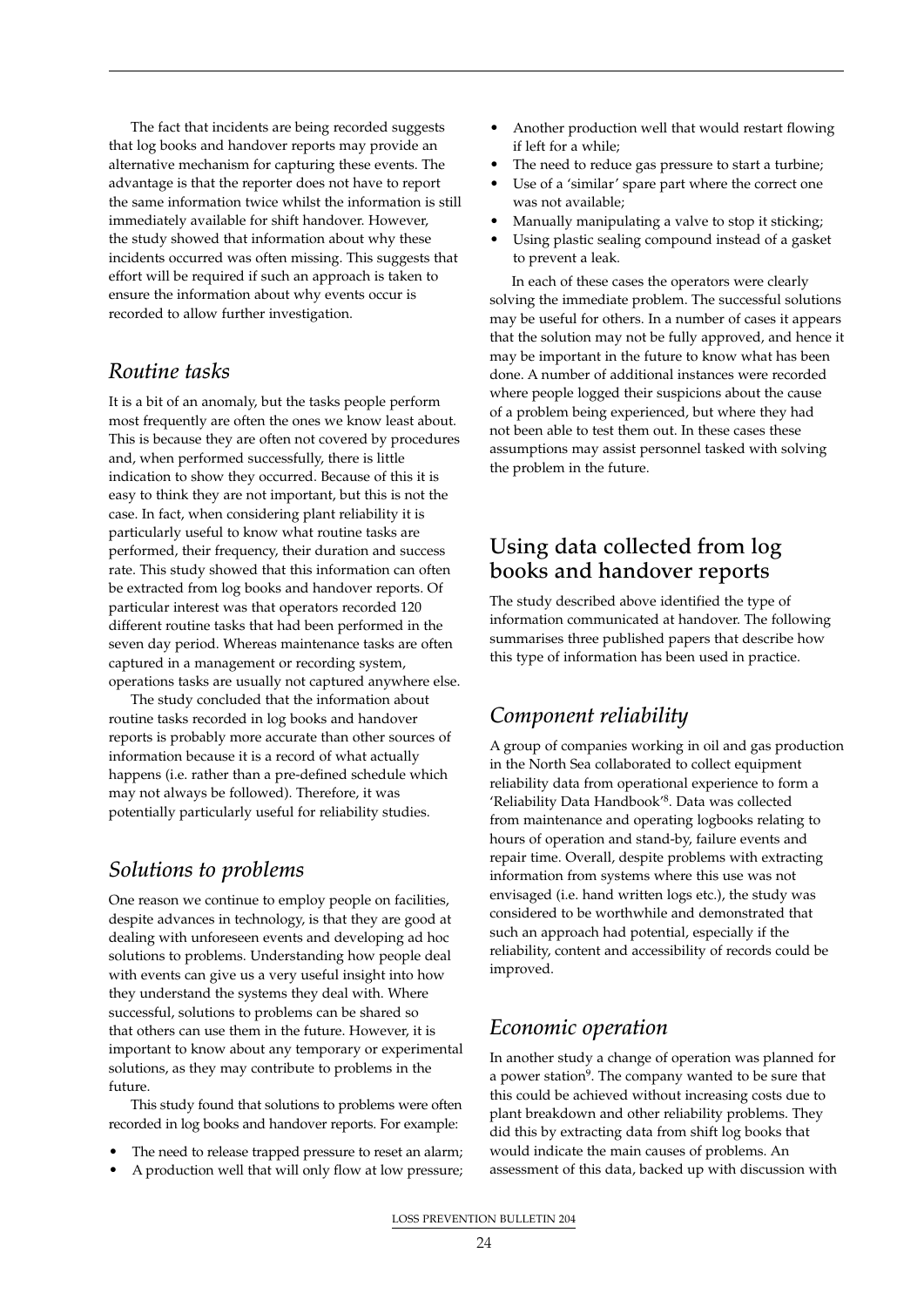The fact that incidents are being recorded suggests that log books and handover reports may provide an alternative mechanism for capturing these events. The advantage is that the reporter does not have to report the same information twice whilst the information is still immediately available for shift handover. However, the study showed that information about why these incidents occurred was often missing. This suggests that effort will be required if such an approach is taken to ensure the information about why events occur is recorded to allow further investigation.

### *Routine tasks*

It is a bit of an anomaly, but the tasks people perform most frequently are often the ones we know least about. This is because they are often not covered by procedures and, when performed successfully, there is little indication to show they occurred. Because of this it is easy to think they are not important, but this is not the case. In fact, when considering plant reliability it is particularly useful to know what routine tasks are performed, their frequency, their duration and success rate. This study showed that this information can often be extracted from log books and handover reports. Of particular interest was that operators recorded 120 different routine tasks that had been performed in the seven day period. Whereas maintenance tasks are often captured in a management or recording system, operations tasks are usually not captured anywhere else.

The study concluded that the information about routine tasks recorded in log books and handover reports is probably more accurate than other sources of information because it is a record of what actually happens (i.e. rather than a pre-defined schedule which may not always be followed). Therefore, it was potentially particularly useful for reliability studies.

### *Solutions to problems*

One reason we continue to employ people on facilities, despite advances in technology, is that they are good at dealing with unforeseen events and developing ad hoc solutions to problems. Understanding how people deal with events can give us a very useful insight into how they understand the systems they deal with. Where successful, solutions to problems can be shared so that others can use them in the future. However, it is important to know about any temporary or experimental solutions, as they may contribute to problems in the future.

This study found that solutions to problems were often recorded in log books and handover reports. For example:

- The need to release trapped pressure to reset an alarm;
- A production well that will only flow at low pressure;
- Another production well that would restart flowing if left for a while;
- The need to reduce gas pressure to start a turbine;
- Use of a 'similar' spare part where the correct one was not available;
- Manually manipulating a valve to stop it sticking;
- Using plastic sealing compound instead of a gasket to prevent a leak.

In each of these cases the operators were clearly solving the immediate problem. The successful solutions may be useful for others. In a number of cases it appears that the solution may not be fully approved, and hence it may be important in the future to know what has been done. A number of additional instances were recorded where people logged their suspicions about the cause of a problem being experienced, but where they had not been able to test them out. In these cases these assumptions may assist personnel tasked with solving the problem in the future.

## Using data collected from log books and handover reports

The study described above identified the type of information communicated at handover. The following summarises three published papers that describe how this type of information has been used in practice.

### *Component reliability*

A group of companies working in oil and gas production in the North Sea collaborated to collect equipment reliability data from operational experience to form a 'Reliability Data Handbook'[8]. Data was collected from maintenance and operating logbooks relating to hours of operation and stand-by, failure events and repair time. Overall, despite problems with extracting information from systems where this use was not envisaged (i.e. hand written logs etc.), the study was considered to be worthwhile and demonstrated that such an approach had potential, especially if the reliability, content and accessibility of records could be improved.

### *Economic operation*

In another study a change of operation was planned for a power station[9]. The company wanted to be sure that this could be achieved without increasing costs due to plant breakdown and other reliability problems. They did this by extracting data from shift log books that would indicate the main causes of problems. An assessment of this data, backed up with discussion with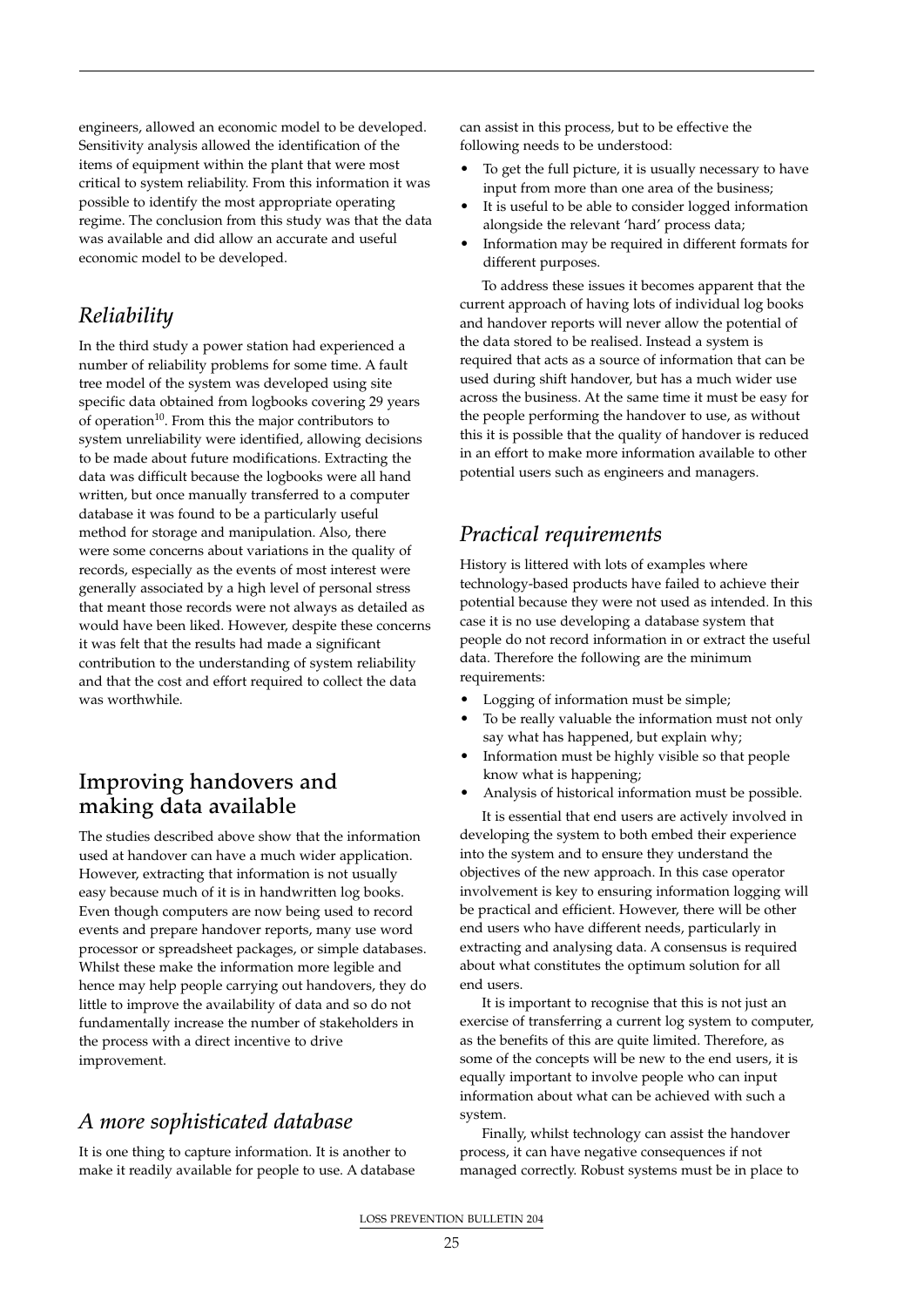engineers, allowed an economic model to be developed. Sensitivity analysis allowed the identification of the items of equipment within the plant that were most critical to system reliability. From this information it was possible to identify the most appropriate operating regime. The conclusion from this study was that the data was available and did allow an accurate and useful economic model to be developed.

### *Reliability*

In the third study a power station had experienced a number of reliability problems for some time. A fault tree model of the system was developed using site specific data obtained from logbooks covering 29 years of operation[10]. From this the major contributors to system unreliability were identified, allowing decisions to be made about future modifications. Extracting the data was difficult because the logbooks were all hand written, but once manually transferred to a computer database it was found to be a particularly useful method for storage and manipulation. Also, there were some concerns about variations in the quality of records, especially as the events of most interest were generally associated by a high level of personal stress that meant those records were not always as detailed as would have been liked. However, despite these concerns it was felt that the results had made a significant contribution to the understanding of system reliability and that the cost and effort required to collect the data was worthwhile.

## Improving handovers and making data available

The studies described above show that the information used at handover can have a much wider application. However, extracting that information is not usually easy because much of it is in handwritten log books. Even though computers are now being used to record events and prepare handover reports, many use word processor or spreadsheet packages, or simple databases. Whilst these make the information more legible and hence may help people carrying out handovers, they do little to improve the availability of data and so do not fundamentally increase the number of stakeholders in the process with a direct incentive to drive improvement.

### *A more sophisticated database*

It is one thing to capture information. It is another to make it readily available for people to use. A database can assist in this process, but to be effective the following needs to be understood:

- To get the full picture, it is usually necessary to have input from more than one area of the business;
- It is useful to be able to consider logged information alongside the relevant 'hard' process data;
- Information may be required in different formats for different purposes.

To address these issues it becomes apparent that the current approach of having lots of individual log books and handover reports will never allow the potential of the data stored to be realised. Instead a system is required that acts as a source of information that can be used during shift handover, but has a much wider use across the business. At the same time it must be easy for the people performing the handover to use, as without this it is possible that the quality of handover is reduced in an effort to make more information available to other potential users such as engineers and managers.

### *Practical requirements*

History is littered with lots of examples where technology-based products have failed to achieve their potential because they were not used as intended. In this case it is no use developing a database system that people do not record information in or extract the useful data. Therefore the following are the minimum requirements:

- Logging of information must be simple;
- To be really valuable the information must not only say what has happened, but explain why;
- Information must be highly visible so that people know what is happening;
- Analysis of historical information must be possible.

It is essential that end users are actively involved in developing the system to both embed their experience into the system and to ensure they understand the objectives of the new approach. In this case operator involvement is key to ensuring information logging will be practical and efficient. However, there will be other end users who have different needs, particularly in extracting and analysing data. A consensus is required about what constitutes the optimum solution for all end users.

It is important to recognise that this is not just an exercise of transferring a current log system to computer, as the benefits of this are quite limited. Therefore, as some of the concepts will be new to the end users, it is equally important to involve people who can input information about what can be achieved with such a system.

Finally, whilst technology can assist the handover process, it can have negative consequences if not managed correctly. Robust systems must be in place to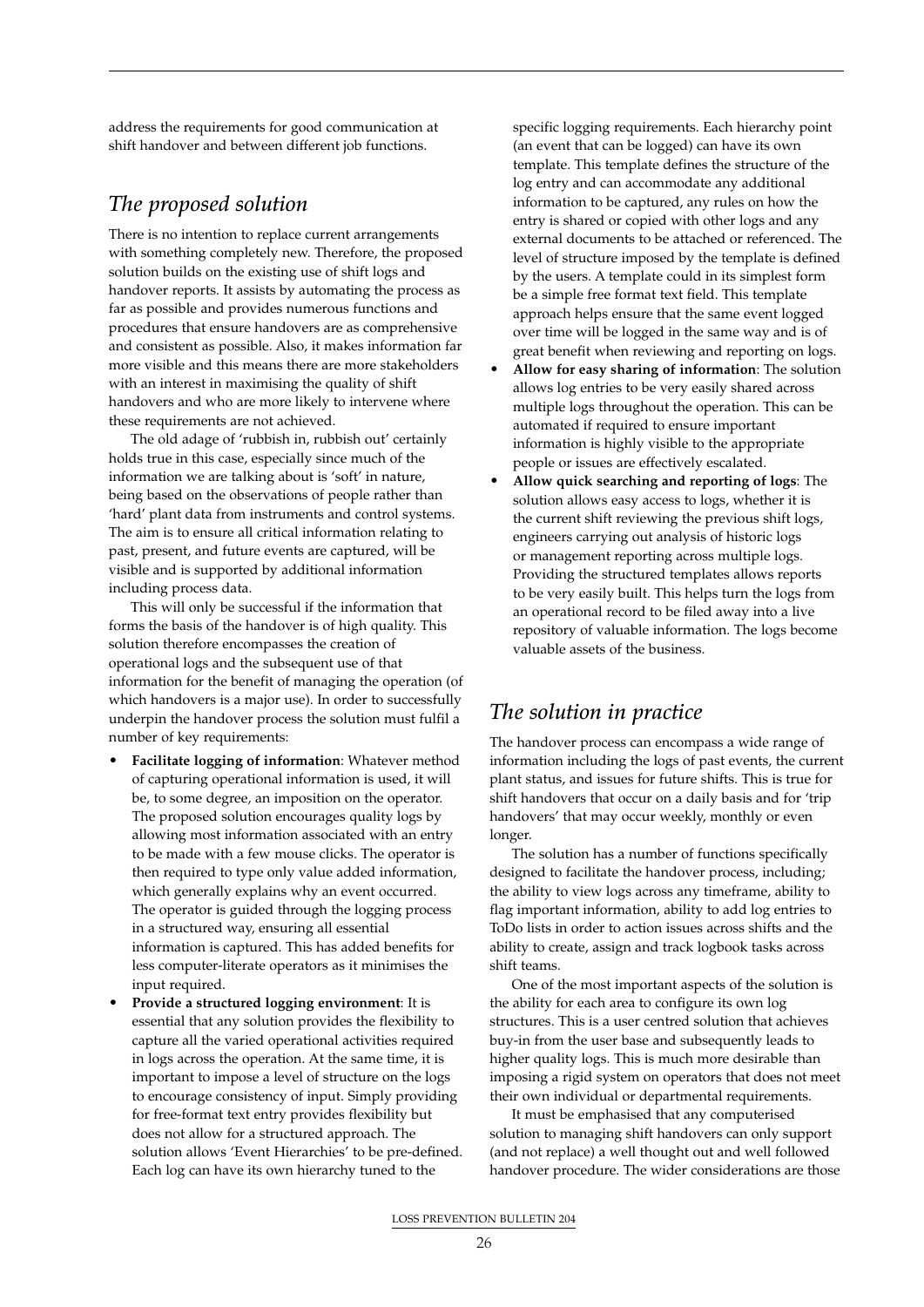address the requirements for good communication at shift handover and between different job functions.

## *The proposed solution*

There is no intention to replace current arrangements with something completely new. Therefore, the proposed solution builds on the existing use of shift logs and handover reports. It assists by automating the process as far as possible and provides numerous functions and procedures that ensure handovers are as comprehensive and consistent as possible. Also, it makes information far more visible and this means there are more stakeholders with an interest in maximising the quality of shift handovers and who are more likely to intervene where these requirements are not achieved.

The old adage of 'rubbish in, rubbish out' certainly holds true in this case, especially since much of the information we are talking about is 'soft' in nature, being based on the observations of people rather than 'hard' plant data from instruments and control systems. The aim is to ensure all critical information relating to past, present, and future events are captured, will be visible and is supported by additional information including process data.

This will only be successful if the information that forms the basis of the handover is of high quality. This solution therefore encompasses the creation of operational logs and the subsequent use of that information for the benefit of managing the operation (of which handovers is a major use). In order to successfully underpin the handover process the solution must fulfil a number of key requirements:

- **Facilitate logging of information**: Whatever method of capturing operational information is used, it will be, to some degree, an imposition on the operator. The proposed solution encourages quality logs by allowing most information associated with an entry to be made with a few mouse clicks. The operator is then required to type only value added information, which generally explains why an event occurred. The operator is guided through the logging process in a structured way, ensuring all essential information is captured. This has added benefits for less computer-literate operators as it minimises the input required.
- **Provide a structured logging environment**: It is essential that any solution provides the flexibility to capture all the varied operational activities required in logs across the operation. At the same time, it is important to impose a level of structure on the logs to encourage consistency of input. Simply providing for free-format text entry provides flexibility but does not allow for a structured approach. The solution allows 'Event Hierarchies' to be pre-defined. Each log can have its own hierarchy tuned to the specific logging requirements. Each hierarchy point (an event that can be logged) can have its own template. This template defines the structure of the log entry and can accommodate any additional information to be captured, any rules on how the entry is shared or copied with other logs and any external documents to be attached or referenced. The level of structure imposed by the template is defined by the users. A template could in its simplest form be a simple free format text field. This template approach helps ensure that the same event logged over time will be logged in the same way and is of great benefit when reviewing and reporting on logs.
- **Allow for easy sharing of information**: The solution allows log entries to be very easily shared across multiple logs throughout the operation. This can be automated if required to ensure important information is highly visible to the appropriate people or issues are effectively escalated.
- **Allow quick searching and reporting of logs**: The solution allows easy access to logs, whether it is the current shift reviewing the previous shift logs, engineers carrying out analysis of historic logs or management reporting across multiple logs. Providing the structured templates allows reports to be very easily built. This helps turn the logs from an operational record to be filed away into a live repository of valuable information. The logs become valuable assets of the business.

## *The solution in practice*

The handover process can encompass a wide range of information including the logs of past events, the current plant status, and issues for future shifts. This is true for shift handovers that occur on a daily basis and for 'trip handovers' that may occur weekly, monthly or even longer.

The solution has a number of functions specifically designed to facilitate the handover process, including; the ability to view logs across any timeframe, ability to flag important information, ability to add log entries to ToDo lists in order to action issues across shifts and the ability to create, assign and track logbook tasks across shift teams.

One of the most important aspects of the solution is the ability for each area to configure its own log structures. This is a user centred solution that achieves buy-in from the user base and subsequently leads to higher quality logs. This is much more desirable than imposing a rigid system on operators that does not meet their own individual or departmental requirements.

It must be emphasised that any computerised solution to managing shift handovers can only support (and not replace) a well thought out and well followed handover procedure. The wider considerations are those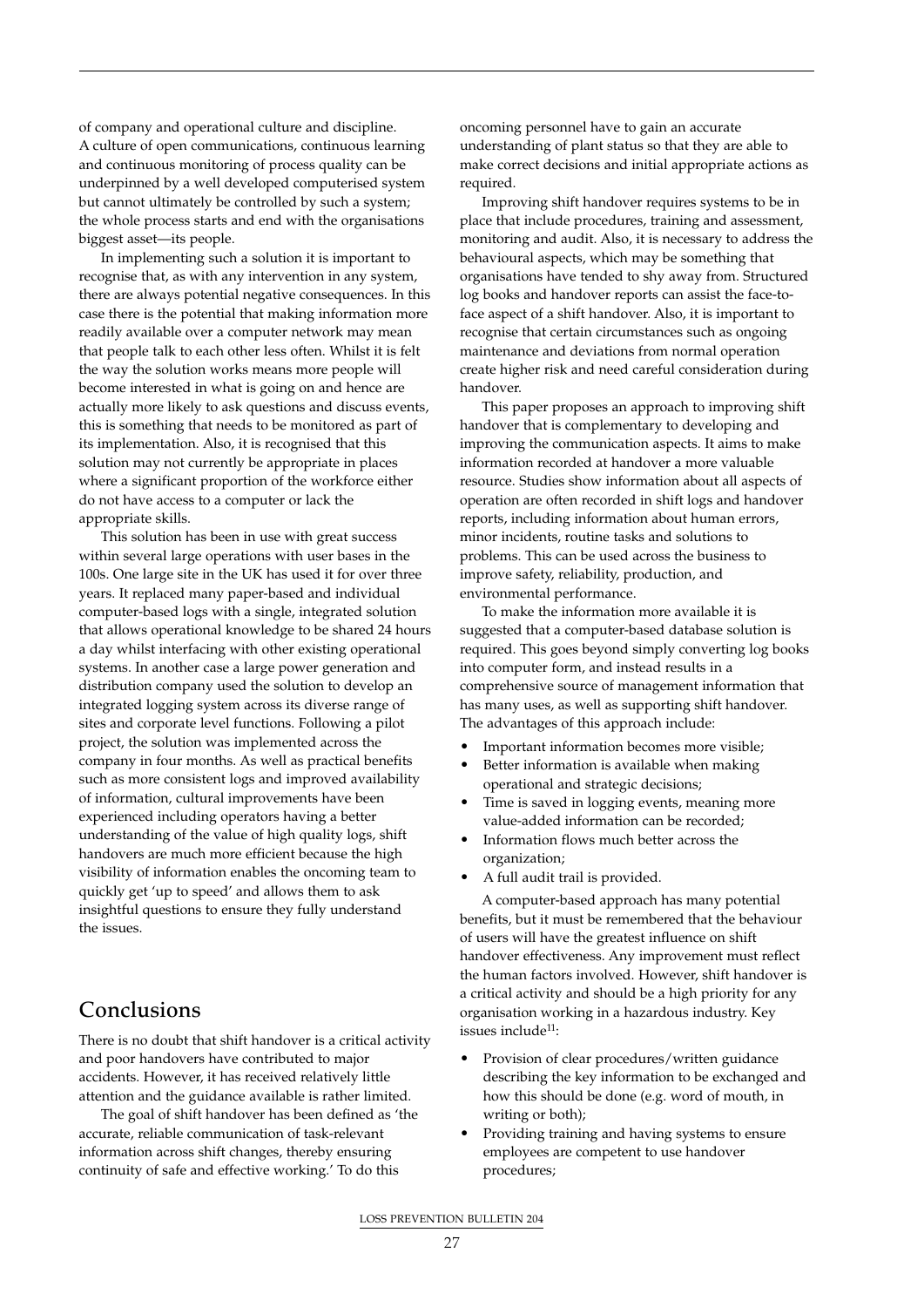of company and operational culture and discipline. A culture of open communications, continuous learning and continuous monitoring of process quality can be underpinned by a well developed computerised system but cannot ultimately be controlled by such a system; the whole process starts and end with the organisations biggest asset—its people.

In implementing such a solution it is important to recognise that, as with any intervention in any system, there are always potential negative consequences. In this case there is the potential that making information more readily available over a computer network may mean that people talk to each other less often. Whilst it is felt the way the solution works means more people will become interested in what is going on and hence are actually more likely to ask questions and discuss events, this is something that needs to be monitored as part of its implementation. Also, it is recognised that this solution may not currently be appropriate in places where a significant proportion of the workforce either do not have access to a computer or lack the appropriate skills.

This solution has been in use with great success within several large operations with user bases in the 100s. One large site in the UK has used it for over three years. It replaced many paper-based and individual computer-based logs with a single, integrated solution that allows operational knowledge to be shared 24 hours a day whilst interfacing with other existing operational systems. In another case a large power generation and distribution company used the solution to develop an integrated logging system across its diverse range of sites and corporate level functions. Following a pilot project, the solution was implemented across the company in four months. As well as practical benefits such as more consistent logs and improved availability of information, cultural improvements have been experienced including operators having a better understanding of the value of high quality logs, shift handovers are much more efficient because the high visibility of information enables the oncoming team to quickly get 'up to speed' and allows them to ask insightful questions to ensure they fully understand the issues.

## Conclusions

There is no doubt that shift handover is a critical activity and poor handovers have contributed to major accidents. However, it has received relatively little attention and the guidance available is rather limited.

The goal of shift handover has been defined as 'the accurate, reliable communication of task-relevant information across shift changes, thereby ensuring continuity of safe and effective working.' To do this oncoming personnel have to gain an accurate understanding of plant status so that they are able to make correct decisions and initial appropriate actions as required.

Improving shift handover requires systems to be in place that include procedures, training and assessment, monitoring and audit. Also, it is necessary to address the behavioural aspects, which may be something that organisations have tended to shy away from. Structured log books and handover reports can assist the face-to-face aspect of a shift handover. Also, it is important to recognise that certain circumstances such as ongoing maintenance and deviations from normal operation create higher risk and need careful consideration during handover.

This paper proposes an approach to improving shift handover that is complementary to developing and improving the communication aspects. It aims to make information recorded at handover a more valuable resource. Studies show information about all aspects of operation are often recorded in shift logs and handover reports, including information about human errors, minor incidents, routine tasks and solutions to problems. This can be used across the business to improve safety, reliability, production, and environmental performance.

To make the information more available it is suggested that a computer-based database solution is required. This goes beyond simply converting log books into computer form, and instead results in a comprehensive source of management information that has many uses, as well as supporting shift handover. The advantages of this approach include:

- Important information becomes more visible;
- Better information is available when making operational and strategic decisions;
- Time is saved in logging events, meaning more value-added information can be recorded;
- Information flows much better across the organization;
- A full audit trail is provided.

A computer-based approach has many potential benefits, but it must be remembered that the behaviour of users will have the greatest influence on shift handover effectiveness. Any improvement must reflect the human factors involved. However, shift handover is a critical activity and should be a high priority for any organisation working in a hazardous industry. Key issues include[11]:

- Provision of clear procedures/written guidance describing the key information to be exchanged and how this should be done (e.g. word of mouth, in writing or both);
- Providing training and having systems to ensure employees are competent to use handover procedures;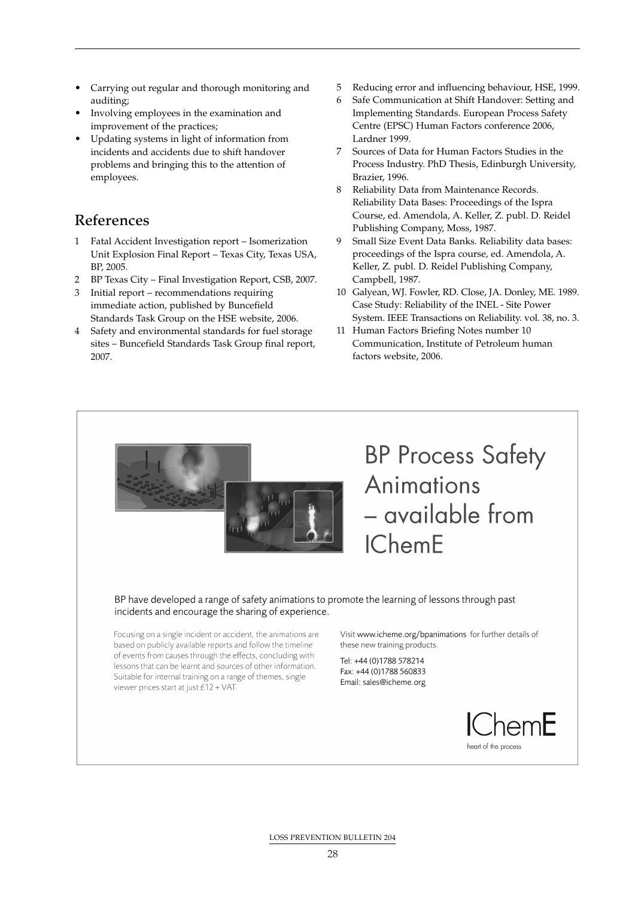- Carrying out regular and thorough monitoring and auditing;
- Involving employees in the examination and improvement of the practices;
- Updating systems in light of information from incidents and accidents due to shift handover problems and bringing this to the attention of employees.

## References

1. Fatal Accident Investigation report – Isomerization Unit Explosion Final Report – Texas City, Texas USA, BP, 2005.
2. BP Texas City – Final Investigation Report, CSB, 2007.
3. Initial report – recommendations requiring immediate action, published by Buncefield Standards Task Group on the HSE website, 2006.
4. Safety and environmental standards for fuel storage sites – Buncefield Standards Task Group final report, 2007.
5. Reducing error and influencing behaviour, HSE, 1999.
6. Safe Communication at Shift Handover: Setting and Implementing Standards. European Process Safety Centre (EPSC) Human Factors conference 2006, Lardner 1999.
7. Sources of Data for Human Factors Studies in the Process Industry. PhD Thesis, Edinburgh University, Brazier, 1996.
8. Reliability Data from Maintenance Records. Reliability Data Bases: Proceedings of the Ispra Course, ed. Amendola, A. Keller, Z. publ. D. Reidel Publishing Company, Moss, 1987.
9. Small Size Event Data Banks. Reliability data bases: proceedings of the Ispra course, ed. Amendola, A. Keller, Z. publ. D. Reidel Publishing Company, Campbell, 1987.
10. Galyean, WJ. Fowler, RD. Close, JA. Donley, ME. 1989. Case Study: Reliability of the INEL - Site Power System. IEEE Transactions on Reliability. vol. 38, no. 3.
11. Human Factors Briefing Notes number 10 Communication, Institute of Petroleum human factors website, 2006.

# BP Process Safety Animations – available from IChemE

BP have developed a range of safety animations to promote the learning of lessons through past incidents and encourage the sharing of experience.

Focusing on a single incident or accident, the animations are based on publicly available reports and follow the timeline of events from causes through the effects, concluding with lessons that can be learnt and sources of other information. Suitable for internal training on a range of themes, single viewer prices start at just £12 + VAT.

Visit www.icheme.org/bpanimations for further details of these new training products.

Tel: +44 (0)1788 578214
Fax: +44 (0)1788 560833
Email: sales@icheme.org

IChemE
heart of the process